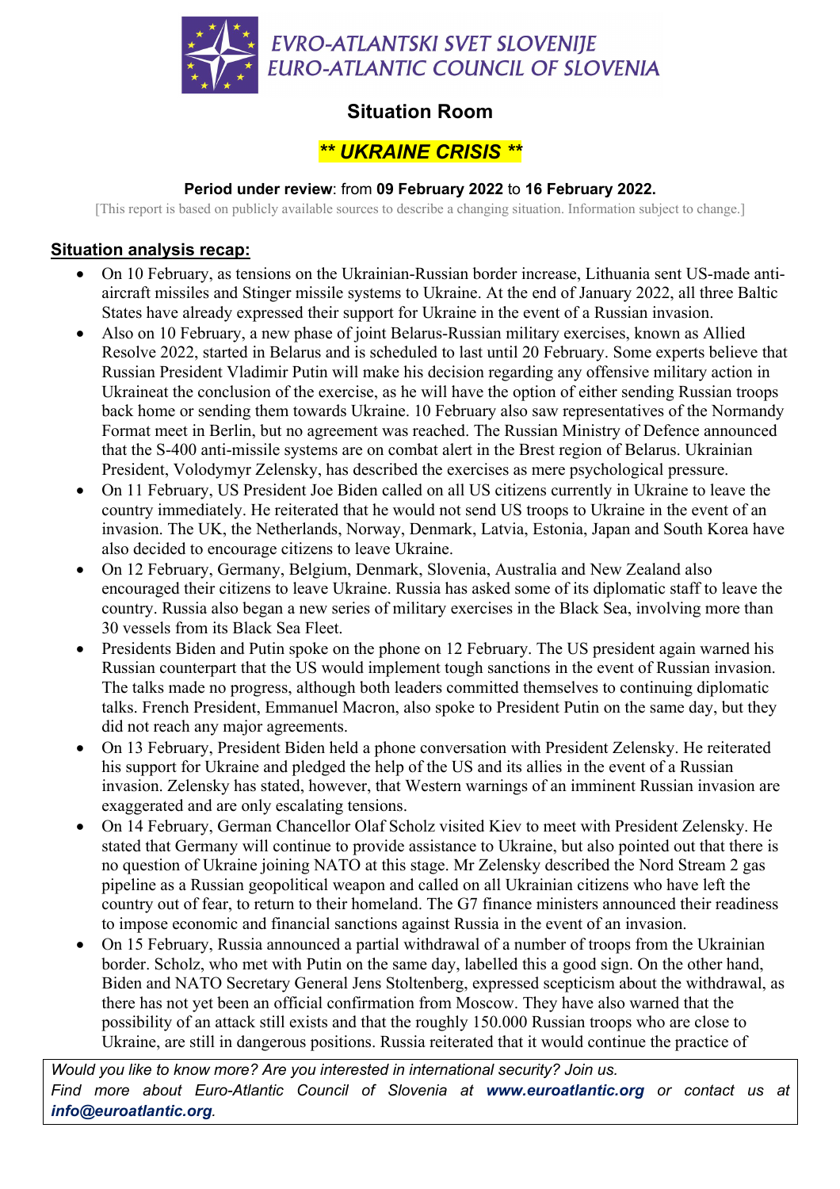EVRO-ATLANTSKI SVET SLOVENIJE
EURO-ATLANTIC COUNCIL OF SLOVENIA

# Situation Room

## *** UKRAINE CRISIS ***

**Period under review**: from **09 February 2022** to **16 February 2022.**

[This report is based on publicly available sources to describe a changing situation. Information subject to change.]

### Situation analysis recap:

- On 10 February, as tensions on the Ukrainian-Russian border increase, Lithuania sent US-made anti-aircraft missiles and Stinger missile systems to Ukraine. At the end of January 2022, all three Baltic States have already expressed their support for Ukraine in the event of a Russian invasion.
- Also on 10 February, a new phase of joint Belarus-Russian military exercises, known as Allied Resolve 2022, started in Belarus and is scheduled to last until 20 February. Some experts believe that Russian President Vladimir Putin will make his decision regarding any offensive military action in Ukraineat the conclusion of the exercise, as he will have the option of either sending Russian troops back home or sending them towards Ukraine. 10 February also saw representatives of the Normandy Format meet in Berlin, but no agreement was reached. The Russian Ministry of Defence announced that the S-400 anti-missile systems are on combat alert in the Brest region of Belarus. Ukrainian President, Volodymyr Zelensky, has described the exercises as mere psychological pressure.
- On 11 February, US President Joe Biden called on all US citizens currently in Ukraine to leave the country immediately. He reiterated that he would not send US troops to Ukraine in the event of an invasion. The UK, the Netherlands, Norway, Denmark, Latvia, Estonia, Japan and South Korea have also decided to encourage citizens to leave Ukraine.
- On 12 February, Germany, Belgium, Denmark, Slovenia, Australia and New Zealand also encouraged their citizens to leave Ukraine. Russia has asked some of its diplomatic staff to leave the country. Russia also began a new series of military exercises in the Black Sea, involving more than 30 vessels from its Black Sea Fleet.
- Presidents Biden and Putin spoke on the phone on 12 February. The US president again warned his Russian counterpart that the US would implement tough sanctions in the event of Russian invasion. The talks made no progress, although both leaders committed themselves to continuing diplomatic talks. French President, Emmanuel Macron, also spoke to President Putin on the same day, but they did not reach any major agreements.
- On 13 February, President Biden held a phone conversation with President Zelensky. He reiterated his support for Ukraine and pledged the help of the US and its allies in the event of a Russian invasion. Zelensky has stated, however, that Western warnings of an imminent Russian invasion are exaggerated and are only escalating tensions.
- On 14 February, German Chancellor Olaf Scholz visited Kiev to meet with President Zelensky. He stated that Germany will continue to provide assistance to Ukraine, but also pointed out that there is no question of Ukraine joining NATO at this stage. Mr Zelensky described the Nord Stream 2 gas pipeline as a Russian geopolitical weapon and called on all Ukrainian citizens who have left the country out of fear, to return to their homeland. The G7 finance ministers announced their readiness to impose economic and financial sanctions against Russia in the event of an invasion.
- On 15 February, Russia announced a partial withdrawal of a number of troops from the Ukrainian border. Scholz, who met with Putin on the same day, labelled this a good sign. On the other hand, Biden and NATO Secretary General Jens Stoltenberg, expressed scepticism about the withdrawal, as there has not yet been an official confirmation from Moscow. They have also warned that the possibility of an attack still exists and that the roughly 150.000 Russian troops who are close to Ukraine, are still in dangerous positions. Russia reiterated that it would continue the practice of

*Would you like to know more? Are you interested in international security? Join us. Find more about Euro-Atlantic Council of Slovenia at* ***www.euroatlantic.org*** *or contact us at* ***info@euroatlantic.org****.*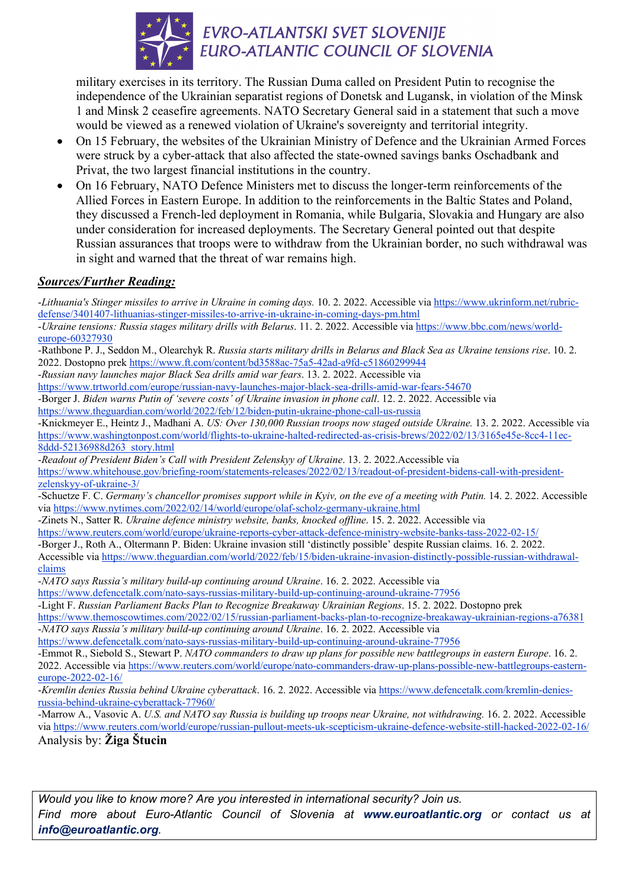military exercises in its territory. The Russian Duma called on President Putin to recognise the independence of the Ukrainian separatist regions of Donetsk and Lugansk, in violation of the Minsk 1 and Minsk 2 ceasefire agreements. NATO Secretary General said in a statement that such a move would be viewed as a renewed violation of Ukraine's sovereignty and territorial integrity.

- On 15 February, the websites of the Ukrainian Ministry of Defence and the Ukrainian Armed Forces were struck by a cyber-attack that also affected the state-owned savings banks Oschadbank and Privat, the two largest financial institutions in the country.
- On 16 February, NATO Defence Ministers met to discuss the longer-term reinforcements of the Allied Forces in Eastern Europe. In addition to the reinforcements in the Baltic States and Poland, they discussed a French-led deployment in Romania, while Bulgaria, Slovakia and Hungary are also under consideration for increased deployments. The Secretary General pointed out that despite Russian assurances that troops were to withdraw from the Ukrainian border, no such withdrawal was in sight and warned that the threat of war remains high.

***Sources/Further Reading:***

-*Lithuania's Stinger missiles to arrive in Ukraine in coming days.* 10. 2. 2022. Accessible via https://www.ukrinform.net/rubric-defense/3401407-lithuanias-stinger-missiles-to-arrive-in-ukraine-in-coming-days-pm.html

-*Ukraine tensions: Russia stages military drills with Belarus*. 11. 2. 2022. Accessible via https://www.bbc.com/news/world-europe-60327930

-Rathbone P. J., Seddon M., Olearchyk R. *Russia starts military drills in Belarus and Black Sea as Ukraine tensions rise*. 10. 2. 2022. Dostopno prek https://www.ft.com/content/bd3588ac-75a5-42ad-a9fd-c51860299944

-*Russian navy launches major Black Sea drills amid war fears*. 13. 2. 2022. Accessible via https://www.trtworld.com/europe/russian-navy-launches-major-black-sea-drills-amid-war-fears-54670

-Borger J. *Biden warns Putin of 'severe costs' of Ukraine invasion in phone call*. 12. 2. 2022. Accessible via https://www.theguardian.com/world/2022/feb/12/biden-putin-ukraine-phone-call-us-russia

-Knickmeyer E., Heintz J., Madhani A. *US: Over 130,000 Russian troops now staged outside Ukraine.* 13. 2. 2022. Accessible via https://www.washingtonpost.com/world/flights-to-ukraine-halted-redirected-as-crisis-brews/2022/02/13/3165e45e-8cc4-11ec-8ddd-52136988d263_story.html

-*Readout of President Biden's Call with President Zelenskyy of Ukraine*. 13. 2. 2022.Accessible via https://www.whitehouse.gov/briefing-room/statements-releases/2022/02/13/readout-of-president-bidens-call-with-president-zelenskyy-of-ukraine-3/

-Schuetze F. C. *Germany's chancellor promises support while in Kyiv, on the eve of a meeting with Putin.* 14. 2. 2022. Accessible via https://www.nytimes.com/2022/02/14/world/europe/olaf-scholz-germany-ukraine.html

-Zinets N., Satter R. *Ukraine defence ministry website, banks, knocked offline*. 15. 2. 2022. Accessible via https://www.reuters.com/world/europe/ukraine-reports-cyber-attack-defence-ministry-website-banks-tass-2022-02-15/

-Borger J., Roth A., Oltermann P. Biden: Ukraine invasion still 'distinctly possible' despite Russian claims. 16. 2. 2022. Accessible via https://www.theguardian.com/world/2022/feb/15/biden-ukraine-invasion-distinctly-possible-russian-withdrawal-claims

-*NATO says Russia's military build-up continuing around Ukraine*. 16. 2. 2022. Accessible via https://www.defencetalk.com/nato-says-russias-military-build-up-continuing-around-ukraine-77956

-Light F. *Russian Parliament Backs Plan to Recognize Breakaway Ukrainian Regions*. 15. 2. 2022. Dostopno prek https://www.themoscowtimes.com/2022/02/15/russian-parliament-backs-plan-to-recognize-breakaway-ukrainian-regions-a76381

-*NATO says Russia's military build-up continuing around Ukraine*. 16. 2. 2022. Accessible via https://www.defencetalk.com/nato-says-russias-military-build-up-continuing-around-ukraine-77956

-Emmot R., Siebold S., Stewart P. *NATO commanders to draw up plans for possible new battlegroups in eastern Europe*. 16. 2. 2022. Accessible via https://www.reuters.com/world/europe/nato-commanders-draw-up-plans-possible-new-battlegroups-eastern-europe-2022-02-16/

-*Kremlin denies Russia behind Ukraine cyberattack*. 16. 2. 2022. Accessible via https://www.defencetalk.com/kremlin-denies-russia-behind-ukraine-cyberattack-77960/

-Marrow A., Vasovic A. *U.S. and NATO say Russia is building up troops near Ukraine, not withdrawing.* 16. 2. 2022. Accessible via https://www.reuters.com/world/europe/russian-pullout-meets-uk-scepticism-ukraine-defence-website-still-hacked-2022-02-16/

Analysis by: **Žiga Štucin**

*Would you like to know more? Are you interested in international security? Join us. Find more about Euro-Atlantic Council of Slovenia at* ***www.euroatlantic.org*** *or contact us at* ***info@euroatlantic.org****.*